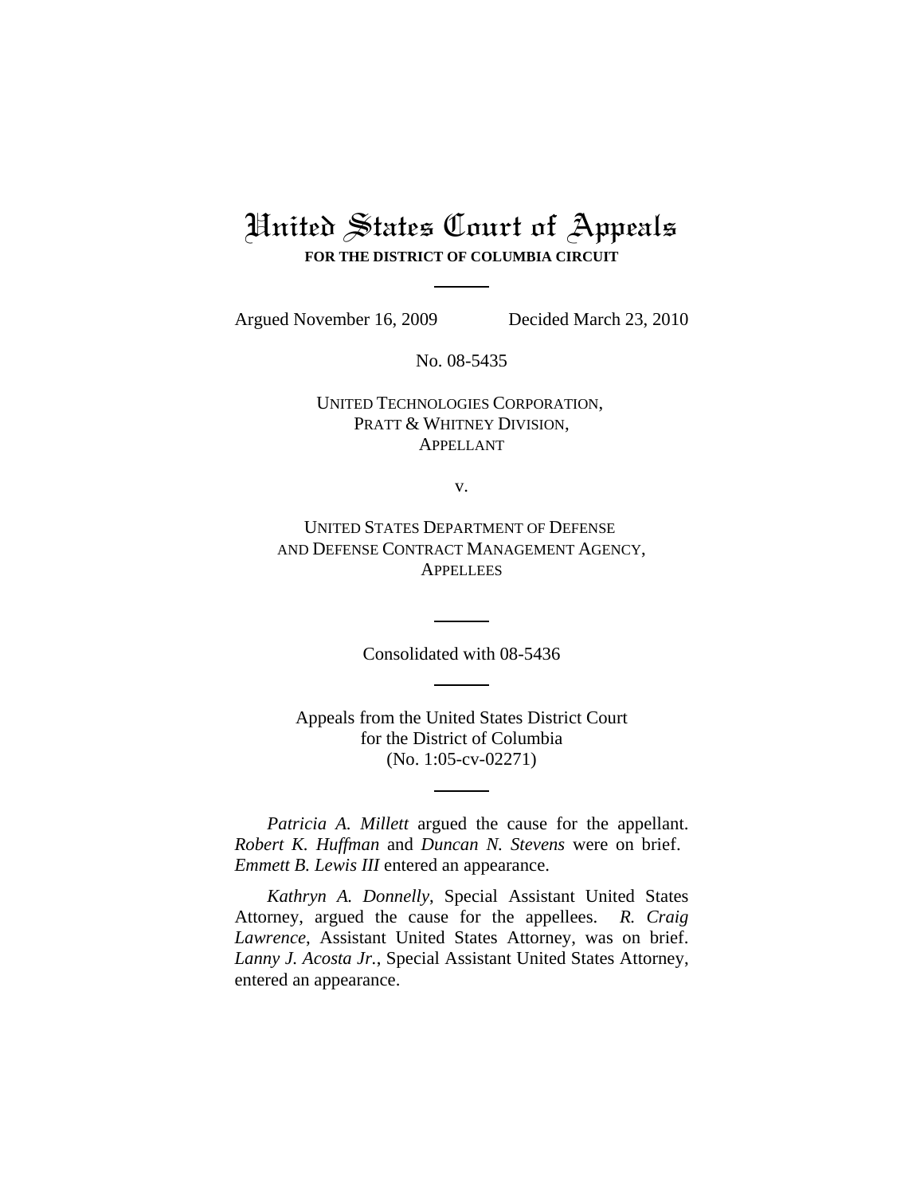# United States Court of Appeals

**FOR THE DISTRICT OF COLUMBIA CIRCUIT**

---

Argued November 16, 2009 Decided March 23, 2010

No. 08-5435

UNITED TECHNOLOGIES CORPORATION,
PRATT & WHITNEY DIVISION,
APPELLANT

v.

UNITED STATES DEPARTMENT OF DEFENSE
AND DEFENSE CONTRACT MANAGEMENT AGENCY,
APPELLEES

---

Consolidated with 08-5436

---

Appeals from the United States District Court
for the District of Columbia
(No. 1:05-cv-02271)

---

*Patricia A. Millett* argued the cause for the appellant. *Robert K. Huffman* and *Duncan N. Stevens* were on brief. *Emmett B. Lewis III* entered an appearance.

*Kathryn A. Donnelly*, Special Assistant United States Attorney, argued the cause for the appellees. *R. Craig Lawrence*, Assistant United States Attorney, was on brief. *Lanny J. Acosta Jr.*, Special Assistant United States Attorney, entered an appearance.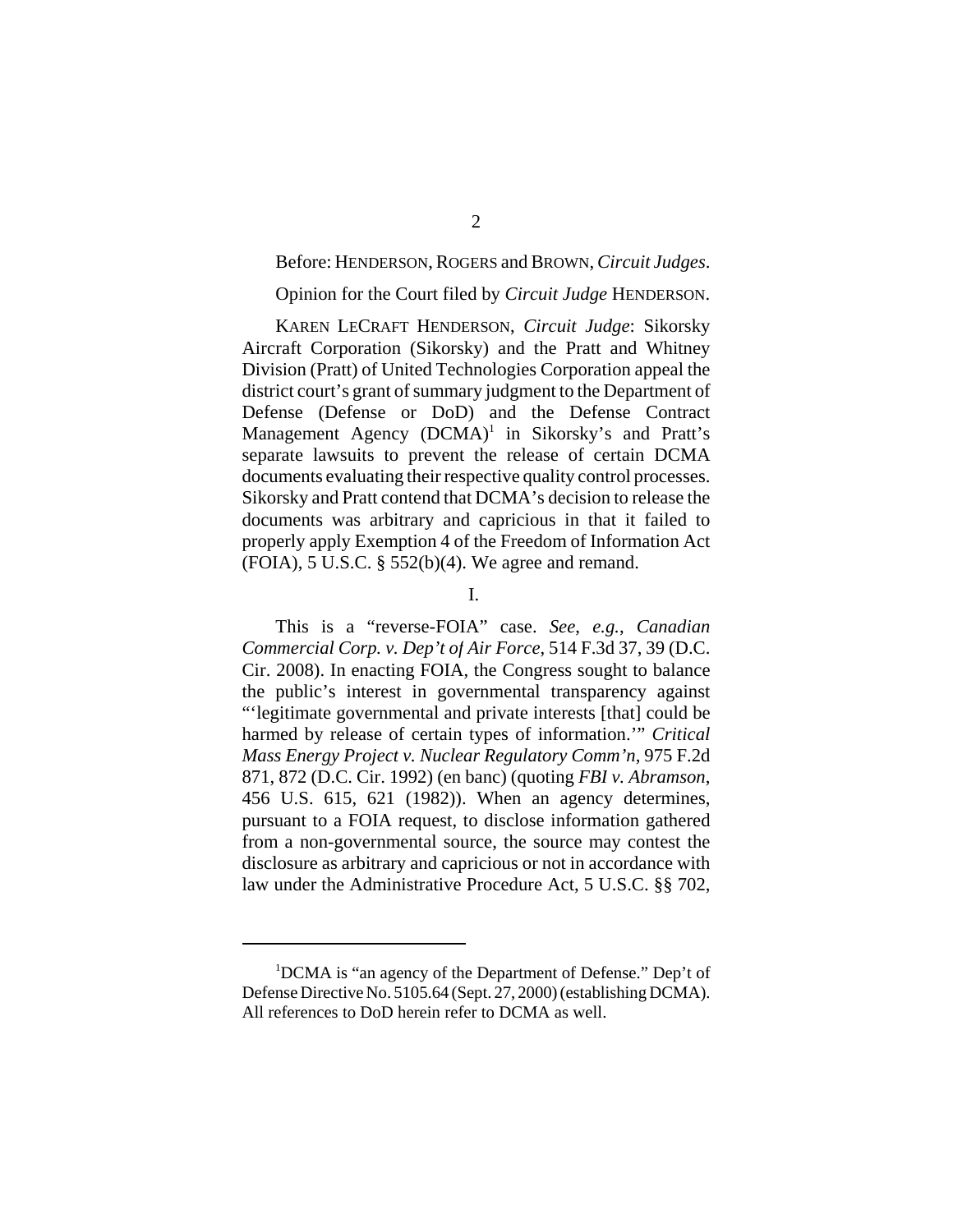Before: HENDERSON, ROGERS and BROWN, *Circuit Judges*.

Opinion for the Court filed by *Circuit Judge* HENDERSON.

KAREN LECRAFT HENDERSON, *Circuit Judge*: Sikorsky Aircraft Corporation (Sikorsky) and the Pratt and Whitney Division (Pratt) of United Technologies Corporation appeal the district court's grant of summary judgment to the Department of Defense (Defense or DoD) and the Defense Contract Management Agency (DCMA)[1] in Sikorsky's and Pratt's separate lawsuits to prevent the release of certain DCMA documents evaluating their respective quality control processes. Sikorsky and Pratt contend that DCMA's decision to release the documents was arbitrary and capricious in that it failed to properly apply Exemption 4 of the Freedom of Information Act (FOIA), 5 U.S.C. § 552(b)(4). We agree and remand.

I.

This is a "reverse-FOIA" case. *See, e.g.*, *Canadian Commercial Corp. v. Dep't of Air Force*, 514 F.3d 37, 39 (D.C. Cir. 2008). In enacting FOIA, the Congress sought to balance the public's interest in governmental transparency against "'legitimate governmental and private interests [that] could be harmed by release of certain types of information.'" *Critical Mass Energy Project v. Nuclear Regulatory Comm'n*, 975 F.2d 871, 872 (D.C. Cir. 1992) (en banc) (quoting *FBI v. Abramson*, 456 U.S. 615, 621 (1982)). When an agency determines, pursuant to a FOIA request, to disclose information gathered from a non-governmental source, the source may contest the disclosure as arbitrary and capricious or not in accordance with law under the Administrative Procedure Act, 5 U.S.C. §§ 702,

[1]DCMA is "an agency of the Department of Defense." Dep't of Defense Directive No. 5105.64 (Sept. 27, 2000) (establishing DCMA). All references to DoD herein refer to DCMA as well.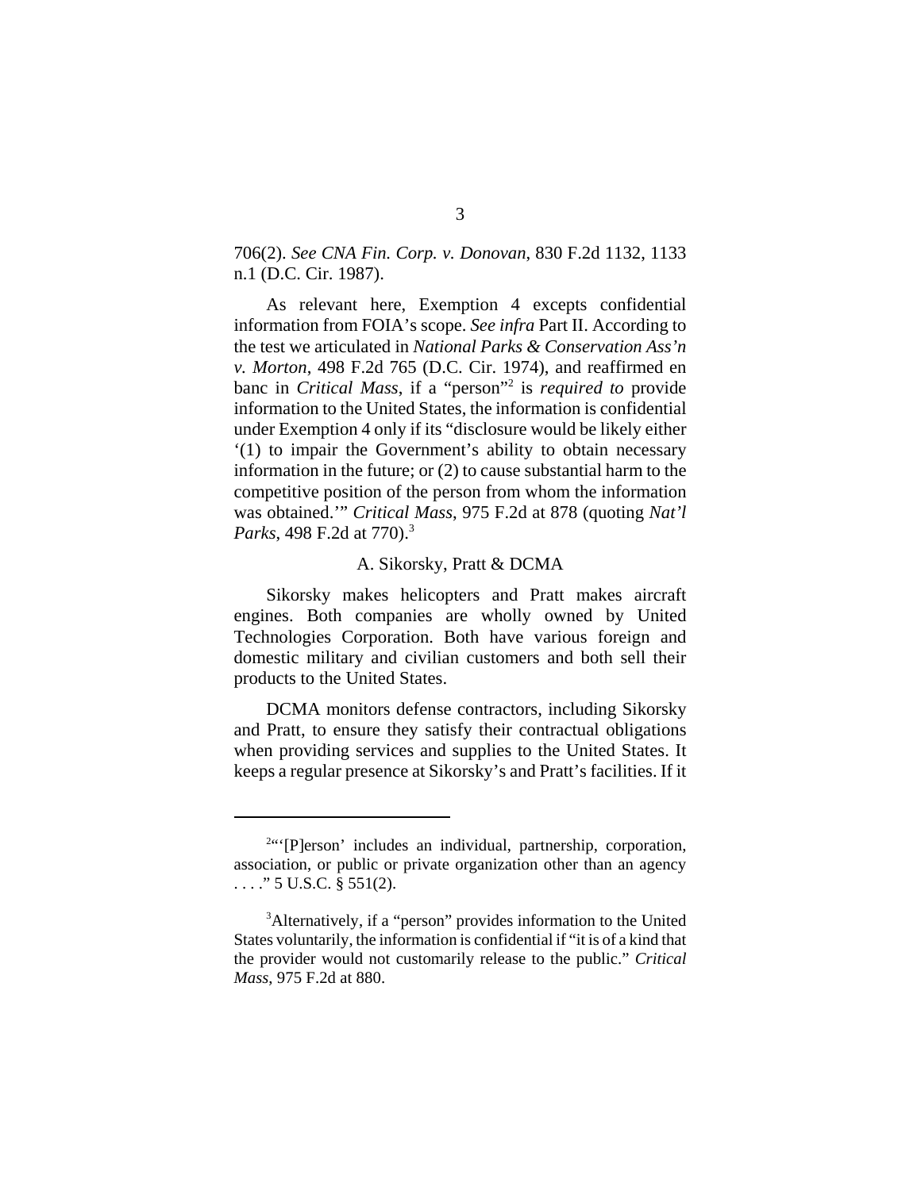706(2). *See CNA Fin. Corp. v. Donovan*, 830 F.2d 1132, 1133 n.1 (D.C. Cir. 1987).

As relevant here, Exemption 4 excepts confidential information from FOIA's scope. *See infra* Part II. According to the test we articulated in *National Parks & Conservation Ass'n v. Morton*, 498 F.2d 765 (D.C. Cir. 1974), and reaffirmed en banc in *Critical Mass*, if a "person"[2] is *required to* provide information to the United States, the information is confidential under Exemption 4 only if its "disclosure would be likely either '(1) to impair the Government's ability to obtain necessary information in the future; or (2) to cause substantial harm to the competitive position of the person from whom the information was obtained.'" *Critical Mass*, 975 F.2d at 878 (quoting *Nat'l Parks*, 498 F.2d at 770).[3]

### A. Sikorsky, Pratt & DCMA

Sikorsky makes helicopters and Pratt makes aircraft engines. Both companies are wholly owned by United Technologies Corporation. Both have various foreign and domestic military and civilian customers and both sell their products to the United States.

DCMA monitors defense contractors, including Sikorsky and Pratt, to ensure they satisfy their contractual obligations when providing services and supplies to the United States. It keeps a regular presence at Sikorsky's and Pratt's facilities. If it

---

[2] "'[P]erson' includes an individual, partnership, corporation, association, or public or private organization other than an agency . . . ." 5 U.S.C. § 551(2).

[3] Alternatively, if a "person" provides information to the United States voluntarily, the information is confidential if "it is of a kind that the provider would not customarily release to the public." *Critical Mass*, 975 F.2d at 880.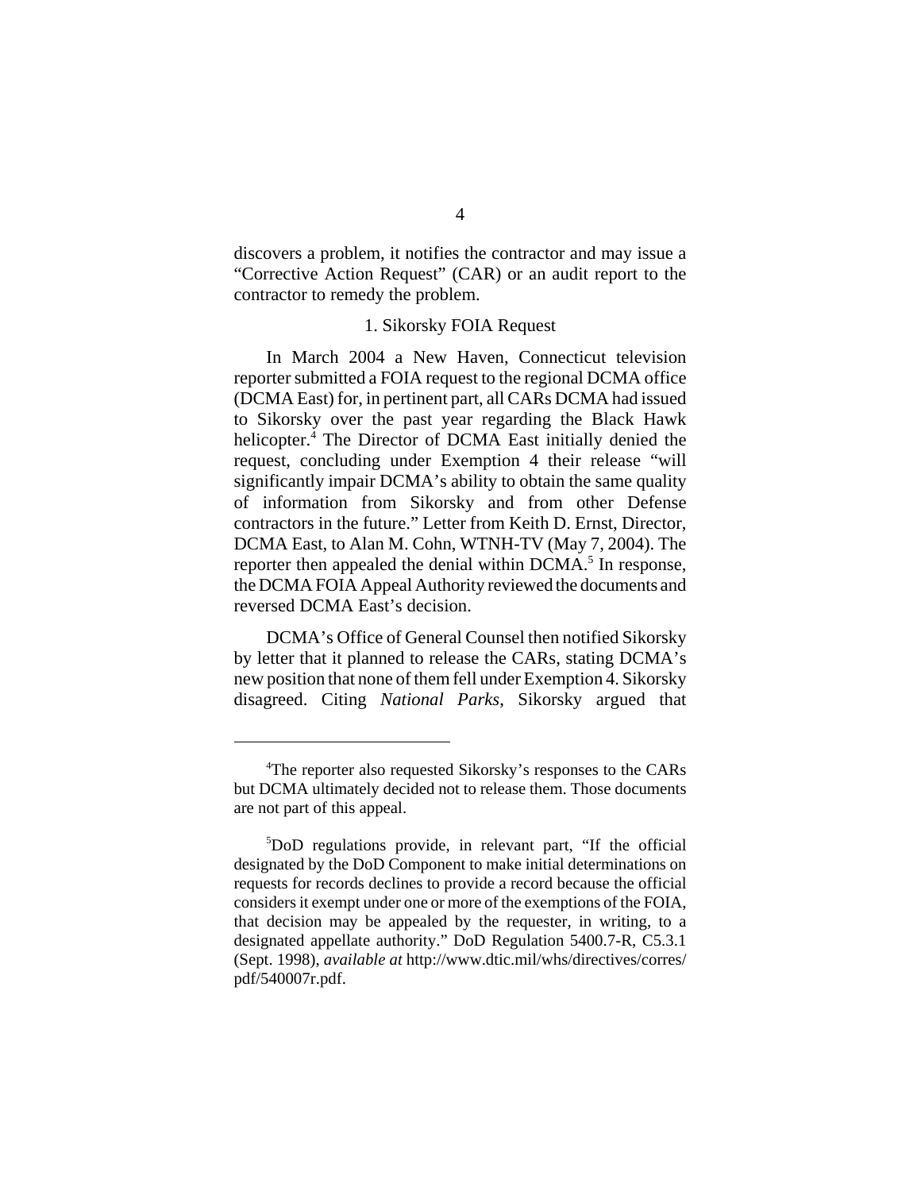discovers a problem, it notifies the contractor and may issue a "Corrective Action Request" (CAR) or an audit report to the contractor to remedy the problem.

### 1. Sikorsky FOIA Request

In March 2004 a New Haven, Connecticut television reporter submitted a FOIA request to the regional DCMA office (DCMA East) for, in pertinent part, all CARs DCMA had issued to Sikorsky over the past year regarding the Black Hawk helicopter.[4] The Director of DCMA East initially denied the request, concluding under Exemption 4 their release "will significantly impair DCMA's ability to obtain the same quality of information from Sikorsky and from other Defense contractors in the future." Letter from Keith D. Ernst, Director, DCMA East, to Alan M. Cohn, WTNH-TV (May 7, 2004). The reporter then appealed the denial within DCMA.[5] In response, the DCMA FOIA Appeal Authority reviewed the documents and reversed DCMA East's decision.

DCMA's Office of General Counsel then notified Sikorsky by letter that it planned to release the CARs, stating DCMA's new position that none of them fell under Exemption 4. Sikorsky disagreed. Citing *National Parks*, Sikorsky argued that

---

[4]The reporter also requested Sikorsky's responses to the CARs but DCMA ultimately decided not to release them. Those documents are not part of this appeal.

[5]DoD regulations provide, in relevant part, "If the official designated by the DoD Component to make initial determinations on requests for records declines to provide a record because the official considers it exempt under one or more of the exemptions of the FOIA, that decision may be appealed by the requester, in writing, to a designated appellate authority." DoD Regulation 5400.7-R, C5.3.1 (Sept. 1998), *available at* http://www.dtic.mil/whs/directives/corres/pdf/540007r.pdf.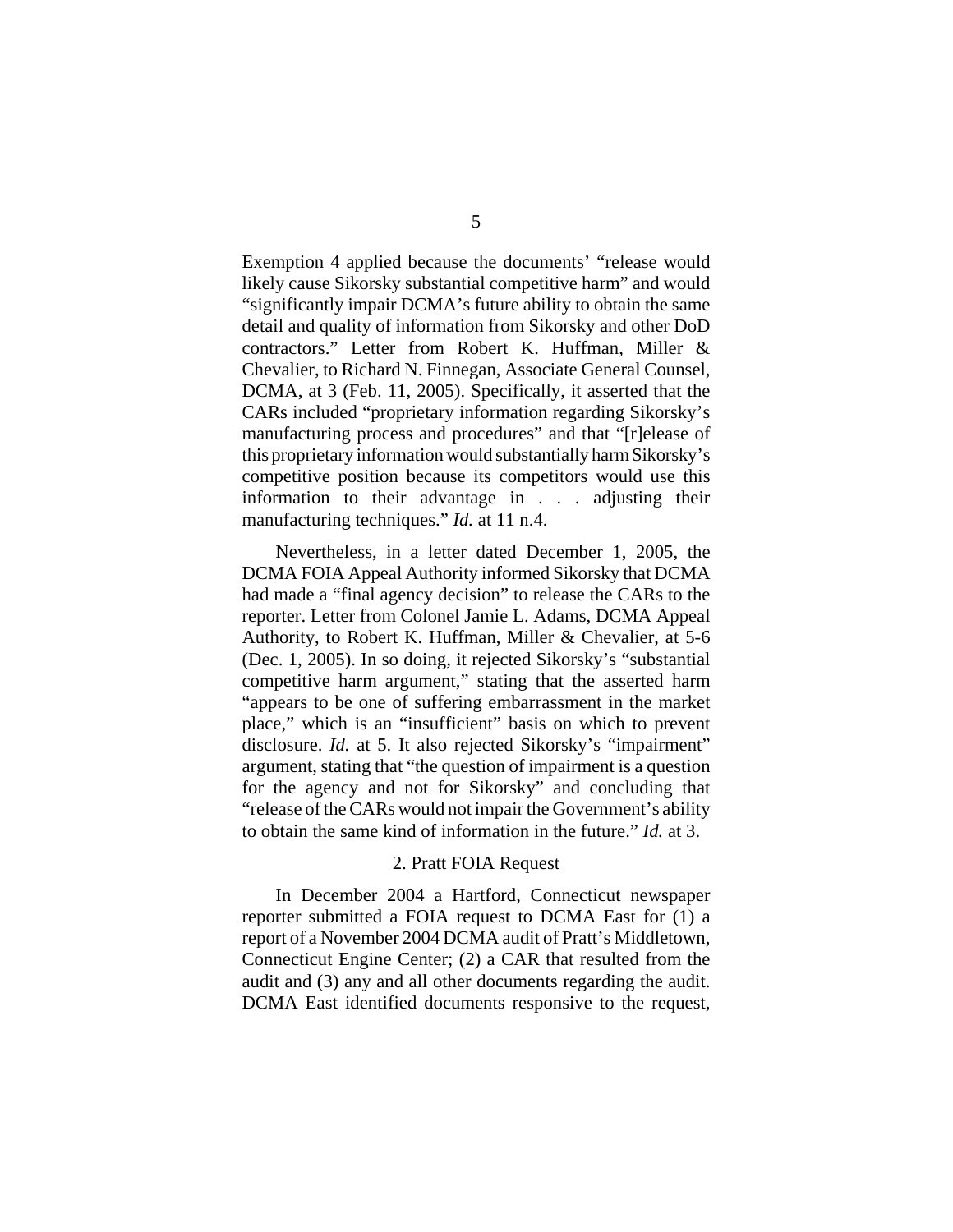Exemption 4 applied because the documents' "release would likely cause Sikorsky substantial competitive harm" and would "significantly impair DCMA's future ability to obtain the same detail and quality of information from Sikorsky and other DoD contractors." Letter from Robert K. Huffman, Miller & Chevalier, to Richard N. Finnegan, Associate General Counsel, DCMA, at 3 (Feb. 11, 2005). Specifically, it asserted that the CARs included "proprietary information regarding Sikorsky's manufacturing process and procedures" and that "[r]elease of this proprietary information would substantially harm Sikorsky's competitive position because its competitors would use this information to their advantage in . . . adjusting their manufacturing techniques." *Id.* at 11 n.4.

Nevertheless, in a letter dated December 1, 2005, the DCMA FOIA Appeal Authority informed Sikorsky that DCMA had made a "final agency decision" to release the CARs to the reporter. Letter from Colonel Jamie L. Adams, DCMA Appeal Authority, to Robert K. Huffman, Miller & Chevalier, at 5-6 (Dec. 1, 2005). In so doing, it rejected Sikorsky's "substantial competitive harm argument," stating that the asserted harm "appears to be one of suffering embarrassment in the market place," which is an "insufficient" basis on which to prevent disclosure. *Id.* at 5. It also rejected Sikorsky's "impairment" argument, stating that "the question of impairment is a question for the agency and not for Sikorsky" and concluding that "release of the CARs would not impair the Government's ability to obtain the same kind of information in the future." *Id.* at 3.

2. Pratt FOIA Request

In December 2004 a Hartford, Connecticut newspaper reporter submitted a FOIA request to DCMA East for (1) a report of a November 2004 DCMA audit of Pratt's Middletown, Connecticut Engine Center; (2) a CAR that resulted from the audit and (3) any and all other documents regarding the audit. DCMA East identified documents responsive to the request,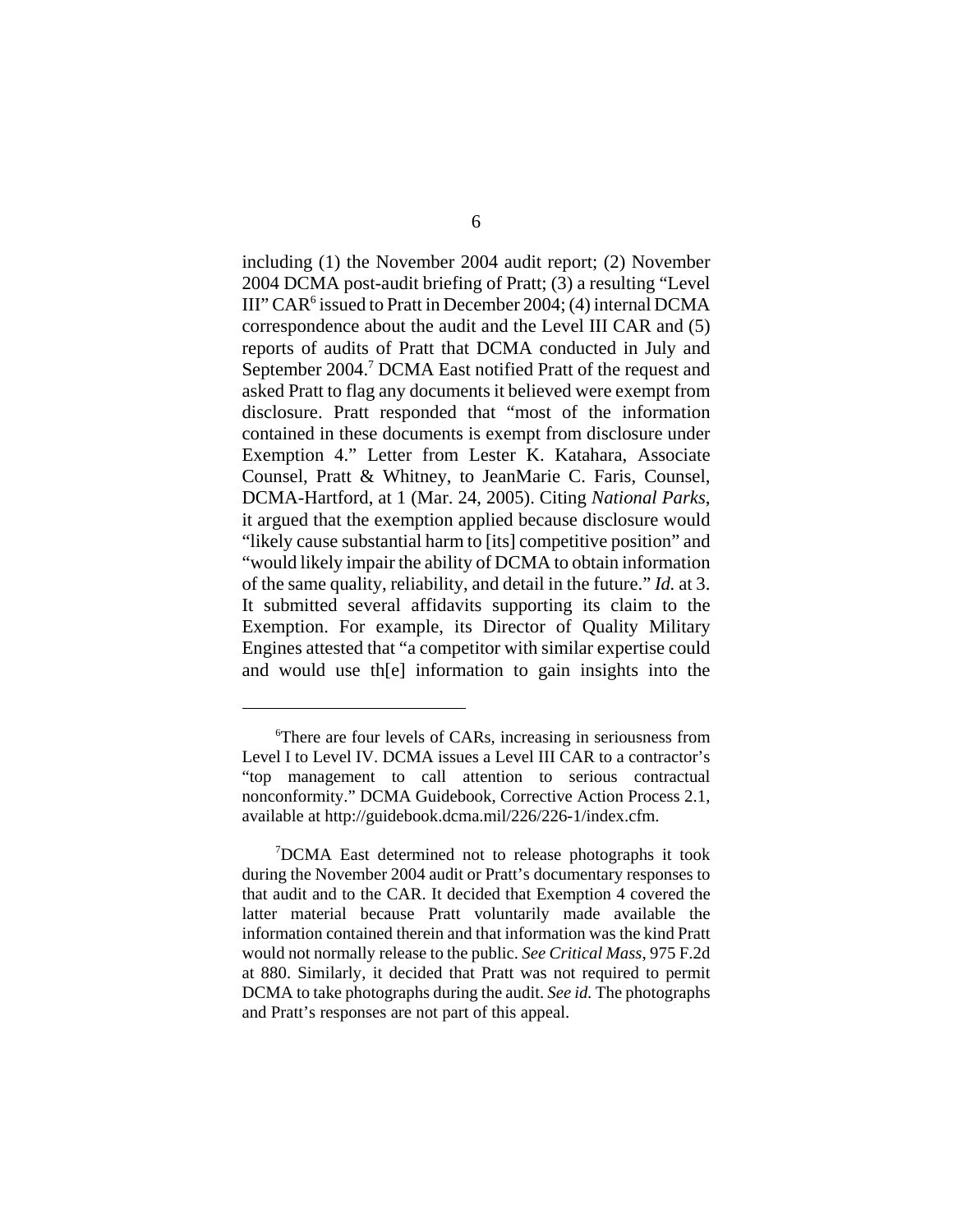including (1) the November 2004 audit report; (2) November 2004 DCMA post-audit briefing of Pratt; (3) a resulting "Level III" CAR[6] issued to Pratt in December 2004; (4) internal DCMA correspondence about the audit and the Level III CAR and (5) reports of audits of Pratt that DCMA conducted in July and September 2004.[7] DCMA East notified Pratt of the request and asked Pratt to flag any documents it believed were exempt from disclosure. Pratt responded that "most of the information contained in these documents is exempt from disclosure under Exemption 4." Letter from Lester K. Katahara, Associate Counsel, Pratt & Whitney, to JeanMarie C. Faris, Counsel, DCMA-Hartford, at 1 (Mar. 24, 2005). Citing *National Parks*, it argued that the exemption applied because disclosure would "likely cause substantial harm to [its] competitive position" and "would likely impair the ability of DCMA to obtain information of the same quality, reliability, and detail in the future." *Id.* at 3. It submitted several affidavits supporting its claim to the Exemption. For example, its Director of Quality Military Engines attested that "a competitor with similar expertise could and would use th[e] information to gain insights into the

---

[6]There are four levels of CARs, increasing in seriousness from Level I to Level IV. DCMA issues a Level III CAR to a contractor's "top management to call attention to serious contractual nonconformity." DCMA Guidebook, Corrective Action Process 2.1, available at http://guidebook.dcma.mil/226/226-1/index.cfm.

[7]DCMA East determined not to release photographs it took during the November 2004 audit or Pratt's documentary responses to that audit and to the CAR. It decided that Exemption 4 covered the latter material because Pratt voluntarily made available the information contained therein and that information was the kind Pratt would not normally release to the public. *See Critical Mass*, 975 F.2d at 880. Similarly, it decided that Pratt was not required to permit DCMA to take photographs during the audit. *See id.* The photographs and Pratt's responses are not part of this appeal.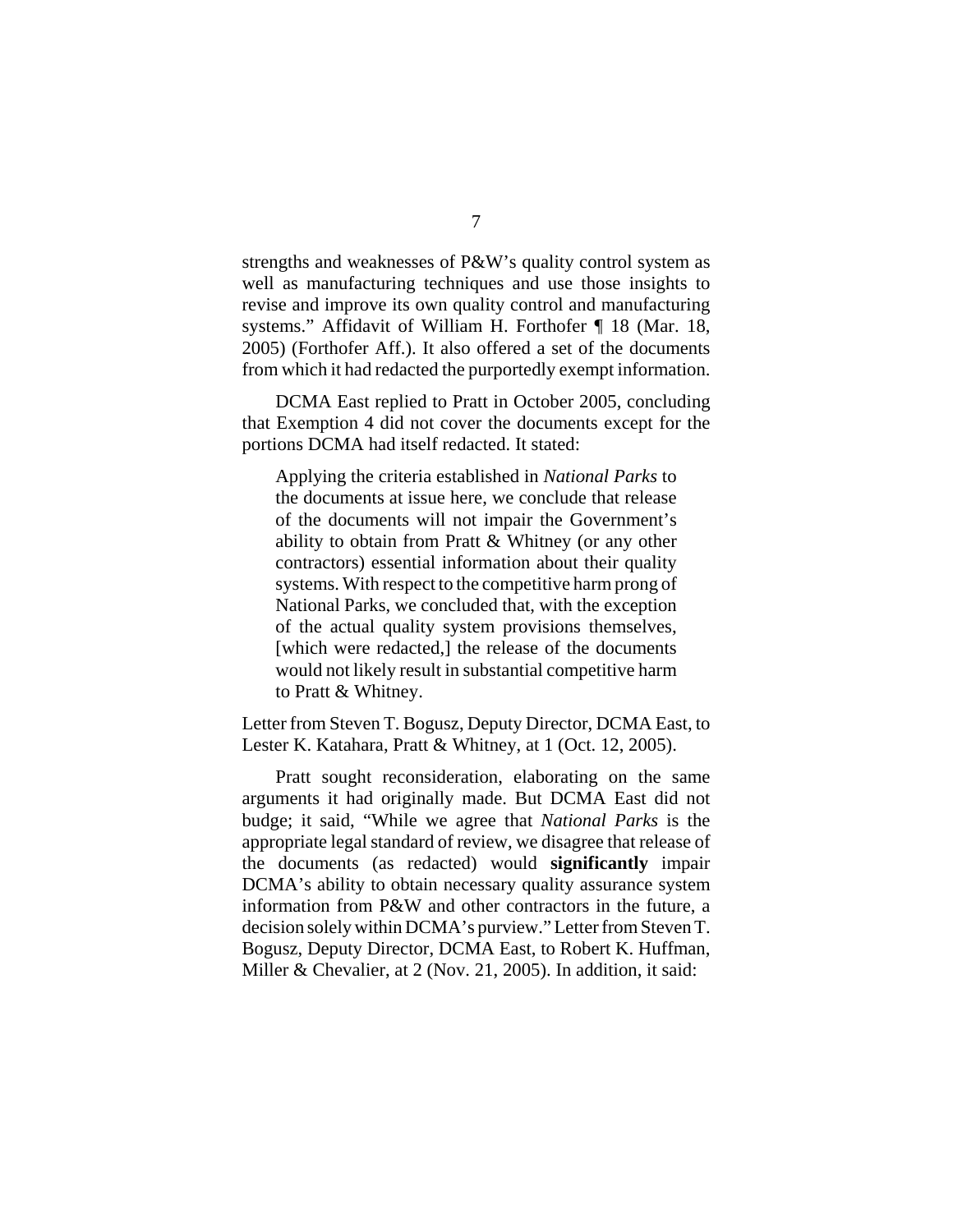strengths and weaknesses of P&W's quality control system as well as manufacturing techniques and use those insights to revise and improve its own quality control and manufacturing systems." Affidavit of William H. Forthofer ¶ 18 (Mar. 18, 2005) (Forthofer Aff.). It also offered a set of the documents from which it had redacted the purportedly exempt information.

DCMA East replied to Pratt in October 2005, concluding that Exemption 4 did not cover the documents except for the portions DCMA had itself redacted. It stated:

> Applying the criteria established in *National Parks* to the documents at issue here, we conclude that release of the documents will not impair the Government's ability to obtain from Pratt & Whitney (or any other contractors) essential information about their quality systems. With respect to the competitive harm prong of National Parks, we concluded that, with the exception of the actual quality system provisions themselves, [which were redacted,] the release of the documents would not likely result in substantial competitive harm to Pratt & Whitney.

Letter from Steven T. Bogusz, Deputy Director, DCMA East, to Lester K. Katahara, Pratt & Whitney, at 1 (Oct. 12, 2005).

Pratt sought reconsideration, elaborating on the same arguments it had originally made. But DCMA East did not budge; it said, "While we agree that *National Parks* is the appropriate legal standard of review, we disagree that release of the documents (as redacted) would **significantly** impair DCMA's ability to obtain necessary quality assurance system information from P&W and other contractors in the future, a decision solely within DCMA's purview." Letter from Steven T. Bogusz, Deputy Director, DCMA East, to Robert K. Huffman, Miller & Chevalier, at 2 (Nov. 21, 2005). In addition, it said: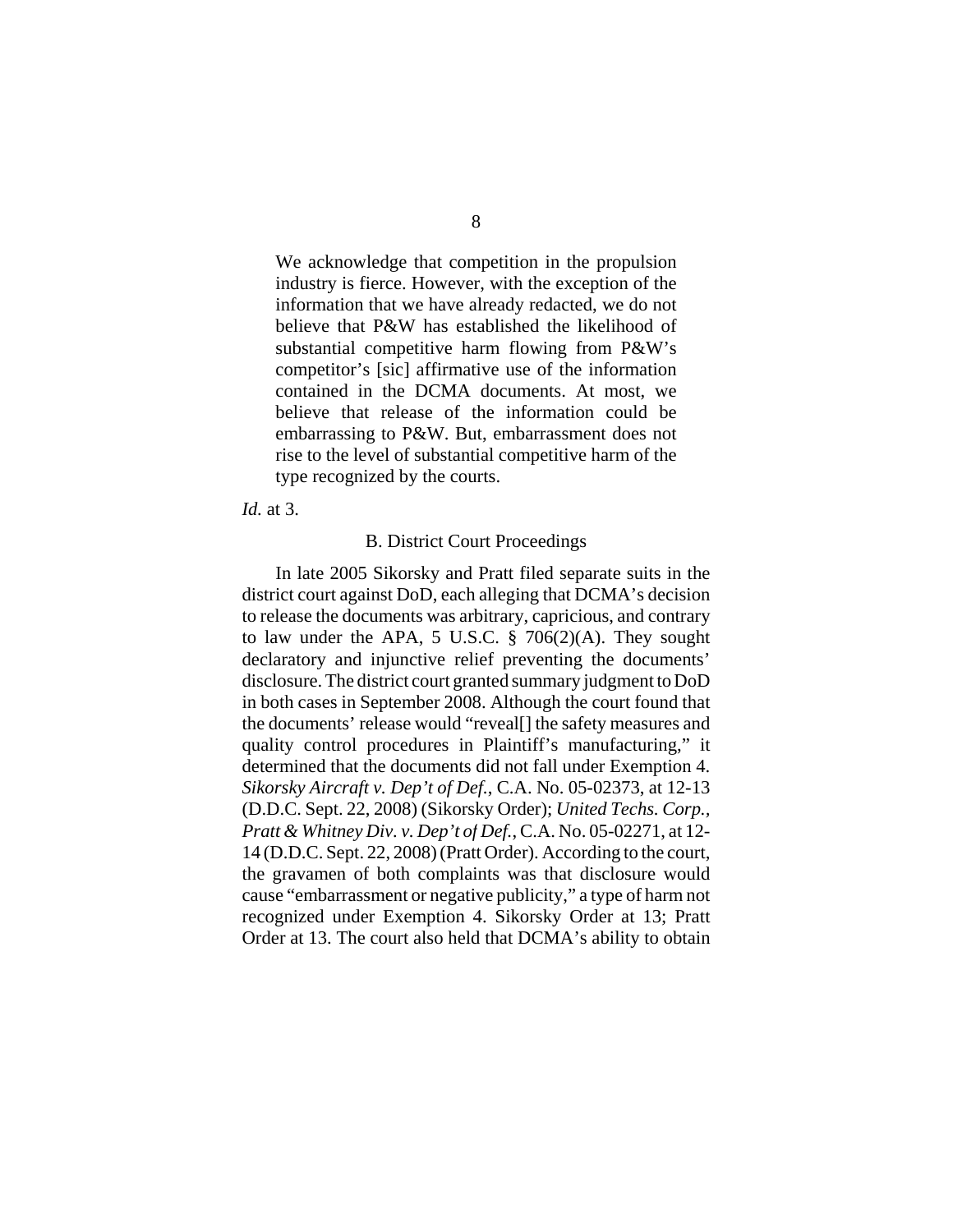> We acknowledge that competition in the propulsion industry is fierce. However, with the exception of the information that we have already redacted, we do not believe that P&W has established the likelihood of substantial competitive harm flowing from P&W's competitor's [sic] affirmative use of the information contained in the DCMA documents. At most, we believe that release of the information could be embarrassing to P&W. But, embarrassment does not rise to the level of substantial competitive harm of the type recognized by the courts.

*Id.* at 3.

### B. District Court Proceedings

In late 2005 Sikorsky and Pratt filed separate suits in the district court against DoD, each alleging that DCMA's decision to release the documents was arbitrary, capricious, and contrary to law under the APA, 5 U.S.C. § 706(2)(A). They sought declaratory and injunctive relief preventing the documents' disclosure. The district court granted summary judgment to DoD in both cases in September 2008. Although the court found that the documents' release would "reveal[] the safety measures and quality control procedures in Plaintiff's manufacturing," it determined that the documents did not fall under Exemption 4. *Sikorsky Aircraft v. Dep't of Def.*, C.A. No. 05-02373, at 12-13 (D.D.C. Sept. 22, 2008) (Sikorsky Order); *United Techs. Corp., Pratt & Whitney Div. v. Dep't of Def.*, C.A. No. 05-02271, at 12-14 (D.D.C. Sept. 22, 2008) (Pratt Order). According to the court, the gravamen of both complaints was that disclosure would cause "embarrassment or negative publicity," a type of harm not recognized under Exemption 4. Sikorsky Order at 13; Pratt Order at 13. The court also held that DCMA's ability to obtain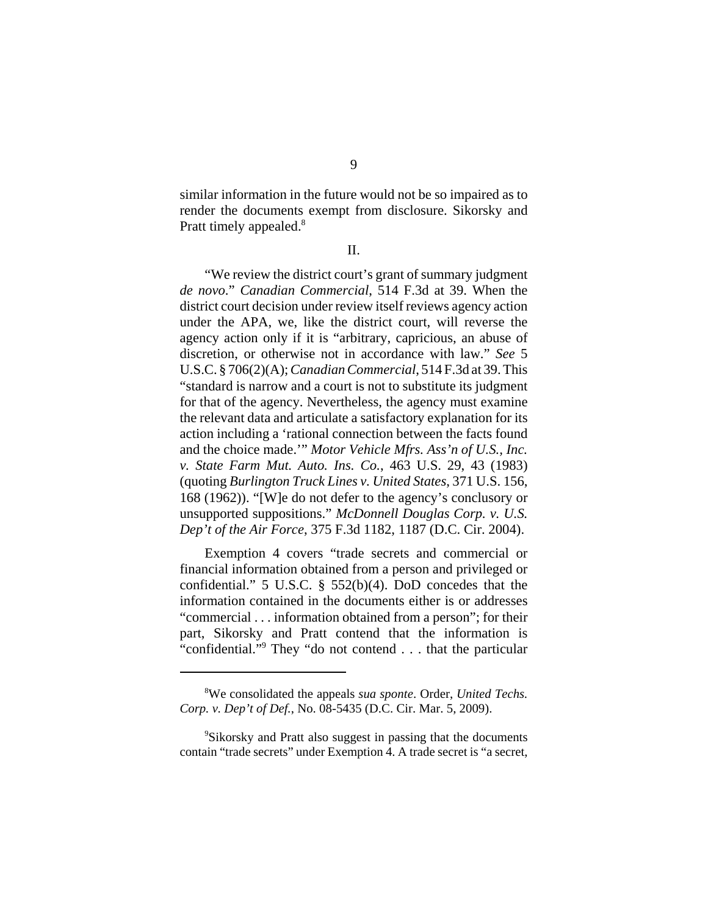similar information in the future would not be so impaired as to render the documents exempt from disclosure. Sikorsky and Pratt timely appealed.[8]

II.

"We review the district court's grant of summary judgment *de novo*." *Canadian Commercial*, 514 F.3d at 39. When the district court decision under review itself reviews agency action under the APA, we, like the district court, will reverse the agency action only if it is "arbitrary, capricious, an abuse of discretion, or otherwise not in accordance with law." *See* 5 U.S.C. § 706(2)(A); *Canadian Commercial*, 514 F.3d at 39. This "standard is narrow and a court is not to substitute its judgment for that of the agency. Nevertheless, the agency must examine the relevant data and articulate a satisfactory explanation for its action including a 'rational connection between the facts found and the choice made.'" *Motor Vehicle Mfrs. Ass'n of U.S., Inc. v. State Farm Mut. Auto. Ins. Co.*, 463 U.S. 29, 43 (1983) (quoting *Burlington Truck Lines v. United States*, 371 U.S. 156, 168 (1962)). "[W]e do not defer to the agency's conclusory or unsupported suppositions." *McDonnell Douglas Corp. v. U.S. Dep't of the Air Force*, 375 F.3d 1182, 1187 (D.C. Cir. 2004).

Exemption 4 covers "trade secrets and commercial or financial information obtained from a person and privileged or confidential." 5 U.S.C. § 552(b)(4). DoD concedes that the information contained in the documents either is or addresses "commercial . . . information obtained from a person"; for their part, Sikorsky and Pratt contend that the information is "confidential."[9] They "do not contend . . . that the particular

---

[8]We consolidated the appeals *sua sponte*. Order, *United Techs. Corp. v. Dep't of Def.*, No. 08-5435 (D.C. Cir. Mar. 5, 2009).

[9]Sikorsky and Pratt also suggest in passing that the documents contain "trade secrets" under Exemption 4. A trade secret is "a secret,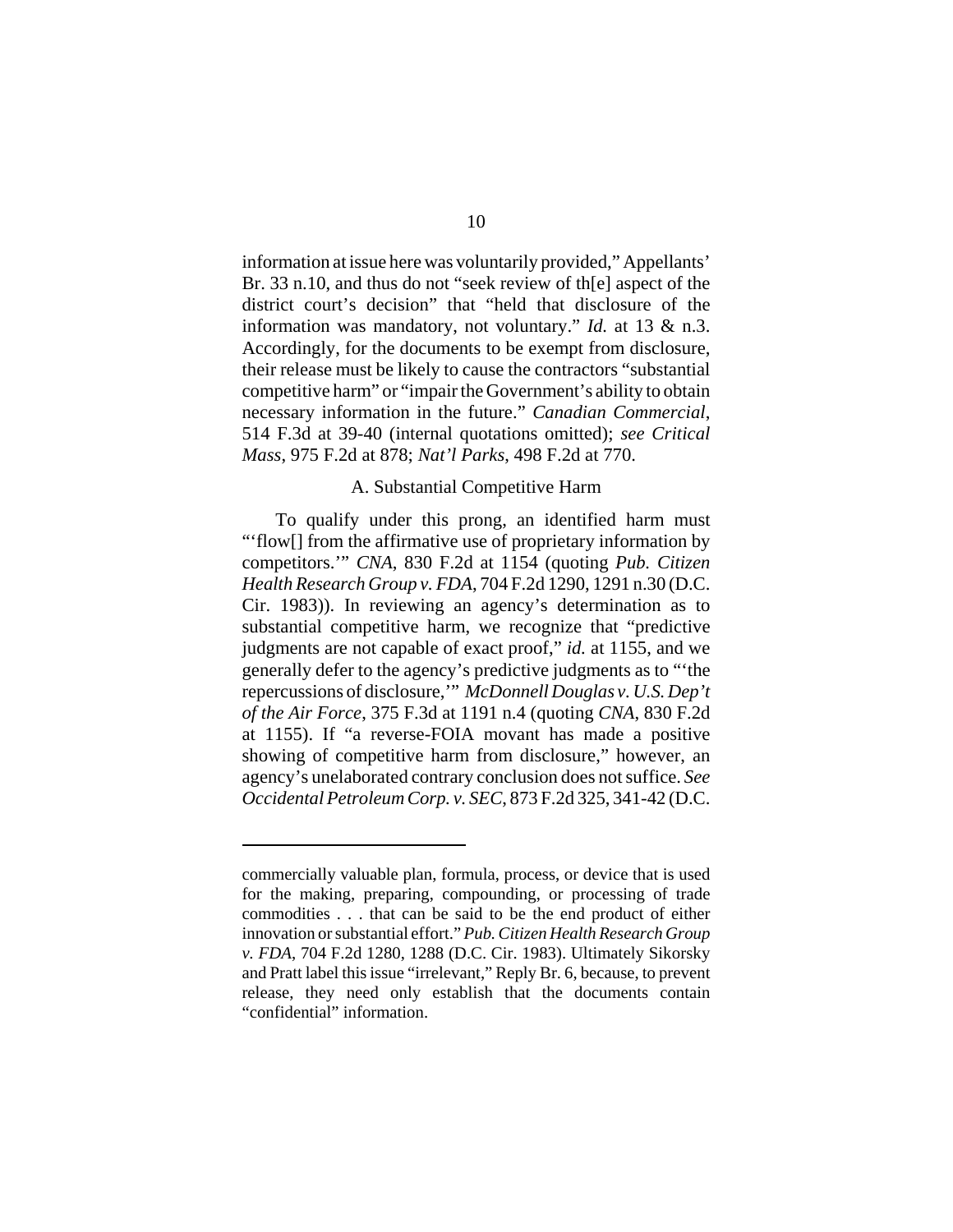information at issue here was voluntarily provided," Appellants' Br. 33 n.10, and thus do not "seek review of th[e] aspect of the district court's decision" that "held that disclosure of the information was mandatory, not voluntary." *Id.* at 13 & n.3. Accordingly, for the documents to be exempt from disclosure, their release must be likely to cause the contractors "substantial competitive harm" or "impair the Government's ability to obtain necessary information in the future." *Canadian Commercial*, 514 F.3d at 39-40 (internal quotations omitted); *see Critical Mass*, 975 F.2d at 878; *Nat'l Parks*, 498 F.2d at 770.

### A. Substantial Competitive Harm

To qualify under this prong, an identified harm must "'flow[] from the affirmative use of proprietary information by competitors.'" *CNA*, 830 F.2d at 1154 (quoting *Pub. Citizen Health Research Group v. FDA*, 704 F.2d 1290, 1291 n.30 (D.C. Cir. 1983)). In reviewing an agency's determination as to substantial competitive harm, we recognize that "predictive judgments are not capable of exact proof," *id.* at 1155, and we generally defer to the agency's predictive judgments as to "'the repercussions of disclosure,'" *McDonnell Douglas v. U.S. Dep't of the Air Force*, 375 F.3d at 1191 n.4 (quoting *CNA*, 830 F.2d at 1155). If "a reverse-FOIA movant has made a positive showing of competitive harm from disclosure," however, an agency's unelaborated contrary conclusion does not suffice. *See Occidental Petroleum Corp. v. SEC*, 873 F.2d 325, 341-42 (D.C.

---

commercially valuable plan, formula, process, or device that is used for the making, preparing, compounding, or processing of trade commodities . . . that can be said to be the end product of either innovation or substantial effort." *Pub. Citizen Health Research Group v. FDA*, 704 F.2d 1280, 1288 (D.C. Cir. 1983). Ultimately Sikorsky and Pratt label this issue "irrelevant," Reply Br. 6, because, to prevent release, they need only establish that the documents contain "confidential" information.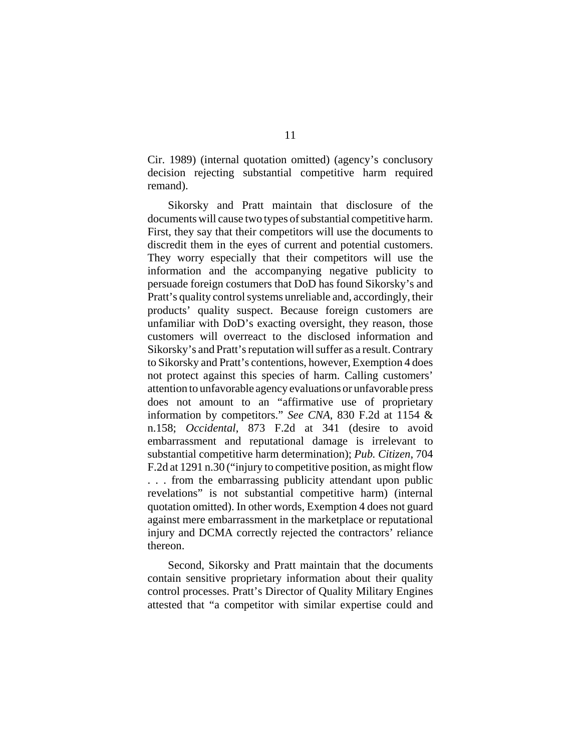Cir. 1989) (internal quotation omitted) (agency's conclusory decision rejecting substantial competitive harm required remand).

Sikorsky and Pratt maintain that disclosure of the documents will cause two types of substantial competitive harm. First, they say that their competitors will use the documents to discredit them in the eyes of current and potential customers. They worry especially that their competitors will use the information and the accompanying negative publicity to persuade foreign costumers that DoD has found Sikorsky's and Pratt's quality control systems unreliable and, accordingly, their products' quality suspect. Because foreign customers are unfamiliar with DoD's exacting oversight, they reason, those customers will overreact to the disclosed information and Sikorsky's and Pratt's reputation will suffer as a result. Contrary to Sikorsky and Pratt's contentions, however, Exemption 4 does not protect against this species of harm. Calling customers' attention to unfavorable agency evaluations or unfavorable press does not amount to an "affirmative use of proprietary information by competitors." *See CNA*, 830 F.2d at 1154 & n.158; *Occidental*, 873 F.2d at 341 (desire to avoid embarrassment and reputational damage is irrelevant to substantial competitive harm determination); *Pub. Citizen*, 704 F.2d at 1291 n.30 ("injury to competitive position, as might flow . . . from the embarrassing publicity attendant upon public revelations" is not substantial competitive harm) (internal quotation omitted). In other words, Exemption 4 does not guard against mere embarrassment in the marketplace or reputational injury and DCMA correctly rejected the contractors' reliance thereon.

Second, Sikorsky and Pratt maintain that the documents contain sensitive proprietary information about their quality control processes. Pratt's Director of Quality Military Engines attested that "a competitor with similar expertise could and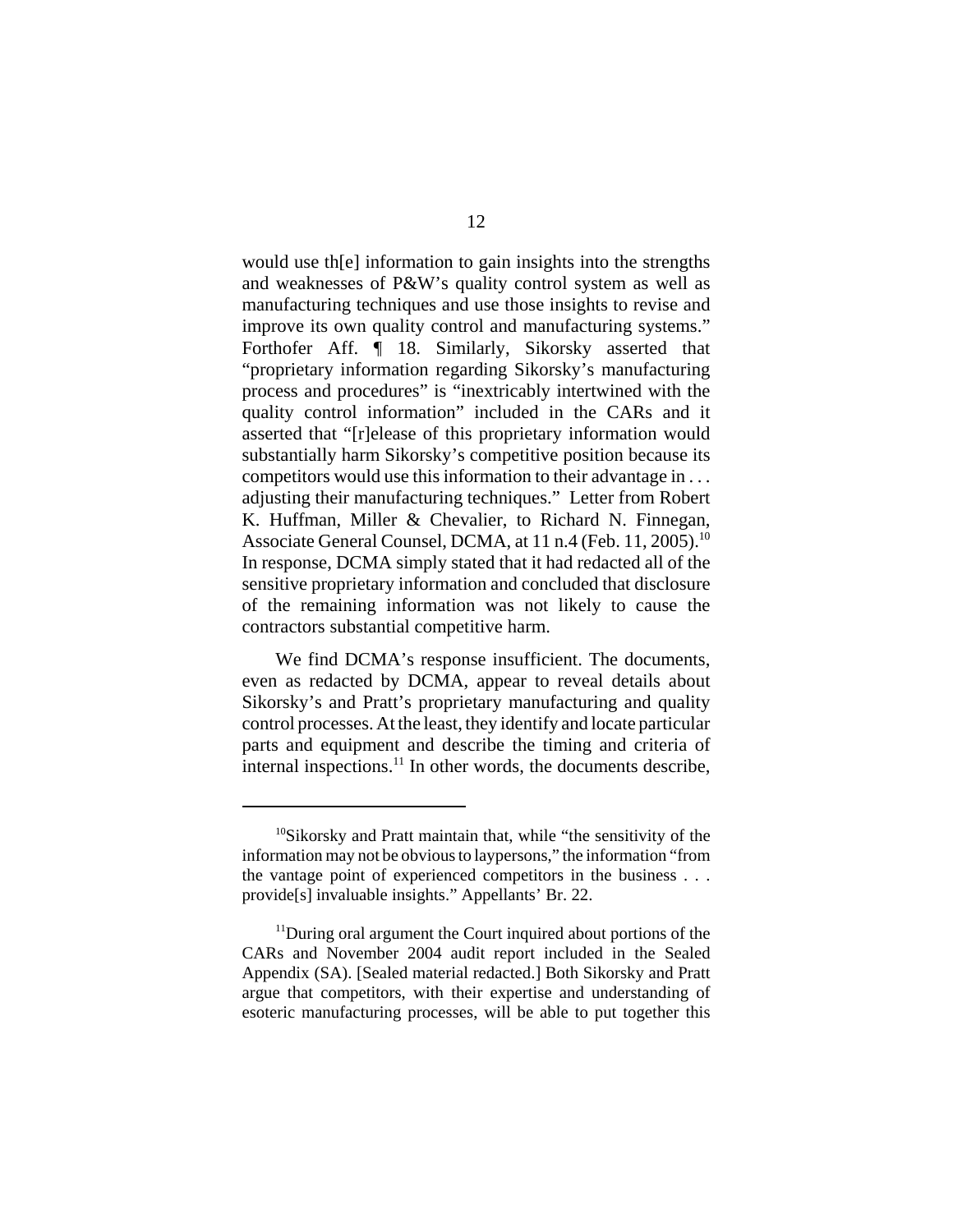would use th[e] information to gain insights into the strengths and weaknesses of P&W's quality control system as well as manufacturing techniques and use those insights to revise and improve its own quality control and manufacturing systems." Forthofer Aff. ¶ 18. Similarly, Sikorsky asserted that "proprietary information regarding Sikorsky's manufacturing process and procedures" is "inextricably intertwined with the quality control information" included in the CARs and it asserted that "[r]elease of this proprietary information would substantially harm Sikorsky's competitive position because its competitors would use this information to their advantage in . . . adjusting their manufacturing techniques." Letter from Robert K. Huffman, Miller & Chevalier, to Richard N. Finnegan, Associate General Counsel, DCMA, at 11 n.4 (Feb. 11, 2005).[10] In response, DCMA simply stated that it had redacted all of the sensitive proprietary information and concluded that disclosure of the remaining information was not likely to cause the contractors substantial competitive harm.

We find DCMA's response insufficient. The documents, even as redacted by DCMA, appear to reveal details about Sikorsky's and Pratt's proprietary manufacturing and quality control processes. At the least, they identify and locate particular parts and equipment and describe the timing and criteria of internal inspections.[11] In other words, the documents describe,

---

[10]Sikorsky and Pratt maintain that, while "the sensitivity of the information may not be obvious to laypersons," the information "from the vantage point of experienced competitors in the business . . . provide[s] invaluable insights." Appellants' Br. 22.

[11]During oral argument the Court inquired about portions of the CARs and November 2004 audit report included in the Sealed Appendix (SA). [Sealed material redacted.] Both Sikorsky and Pratt argue that competitors, with their expertise and understanding of esoteric manufacturing processes, will be able to put together this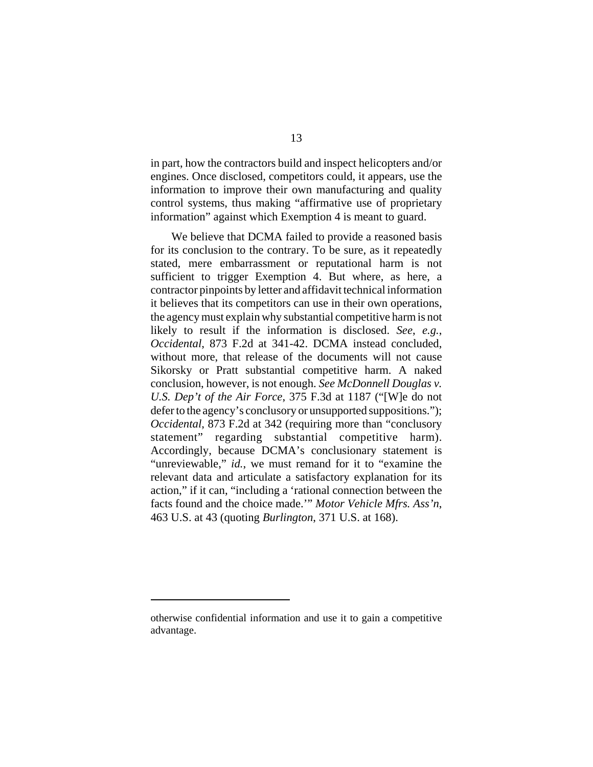in part, how the contractors build and inspect helicopters and/or engines. Once disclosed, competitors could, it appears, use the information to improve their own manufacturing and quality control systems, thus making "affirmative use of proprietary information" against which Exemption 4 is meant to guard.

We believe that DCMA failed to provide a reasoned basis for its conclusion to the contrary. To be sure, as it repeatedly stated, mere embarrassment or reputational harm is not sufficient to trigger Exemption 4. But where, as here, a contractor pinpoints by letter and affidavit technical information it believes that its competitors can use in their own operations, the agency must explain why substantial competitive harm is not likely to result if the information is disclosed. *See, e.g.*, *Occidental*, 873 F.2d at 341-42. DCMA instead concluded, without more, that release of the documents will not cause Sikorsky or Pratt substantial competitive harm. A naked conclusion, however, is not enough. *See McDonnell Douglas v. U.S. Dep't of the Air Force*, 375 F.3d at 1187 ("[W]e do not defer to the agency's conclusory or unsupported suppositions."); *Occidental*, 873 F.2d at 342 (requiring more than "conclusory statement" regarding substantial competitive harm). Accordingly, because DCMA's conclusionary statement is "unreviewable," *id.*, we must remand for it to "examine the relevant data and articulate a satisfactory explanation for its action," if it can, "including a 'rational connection between the facts found and the choice made.'" *Motor Vehicle Mfrs. Ass'n*, 463 U.S. at 43 (quoting *Burlington*, 371 U.S. at 168).

---

otherwise confidential information and use it to gain a competitive advantage.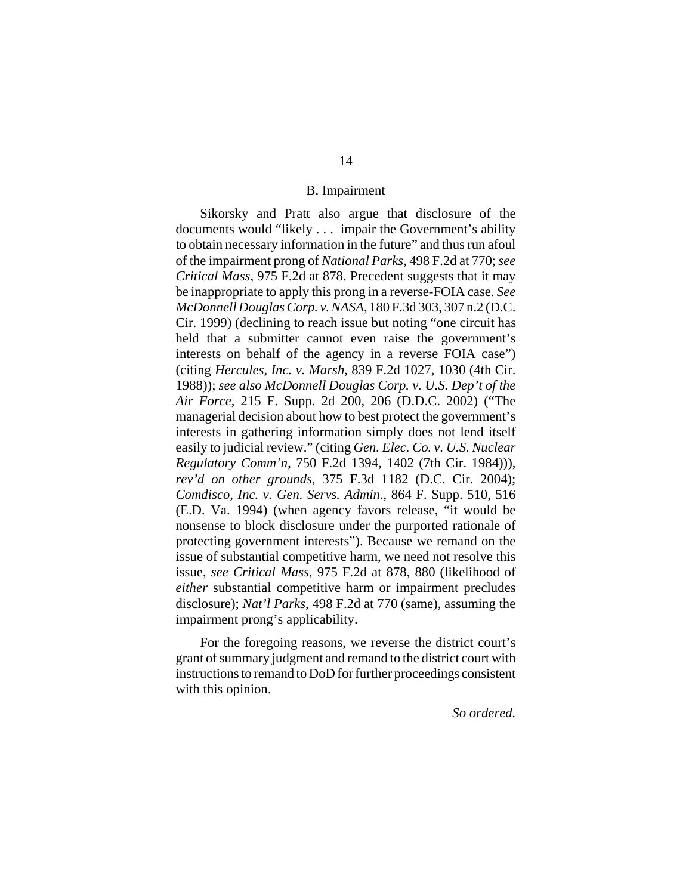## B. Impairment

Sikorsky and Pratt also argue that disclosure of the documents would "likely . . . impair the Government's ability to obtain necessary information in the future" and thus run afoul of the impairment prong of *National Parks*, 498 F.2d at 770; *see Critical Mass*, 975 F.2d at 878. Precedent suggests that it may be inappropriate to apply this prong in a reverse-FOIA case. *See McDonnell Douglas Corp. v. NASA*, 180 F.3d 303, 307 n.2 (D.C. Cir. 1999) (declining to reach issue but noting "one circuit has held that a submitter cannot even raise the government's interests on behalf of the agency in a reverse FOIA case") (citing *Hercules, Inc. v. Marsh*, 839 F.2d 1027, 1030 (4th Cir. 1988)); *see also McDonnell Douglas Corp. v. U.S. Dep't of the Air Force*, 215 F. Supp. 2d 200, 206 (D.D.C. 2002) ("The managerial decision about how to best protect the government's interests in gathering information simply does not lend itself easily to judicial review." (citing *Gen. Elec. Co. v. U.S. Nuclear Regulatory Comm'n*, 750 F.2d 1394, 1402 (7th Cir. 1984))), *rev'd on other grounds*, 375 F.3d 1182 (D.C. Cir. 2004); *Comdisco, Inc. v. Gen. Servs. Admin.*, 864 F. Supp. 510, 516 (E.D. Va. 1994) (when agency favors release, "it would be nonsense to block disclosure under the purported rationale of protecting government interests"). Because we remand on the issue of substantial competitive harm, we need not resolve this issue, *see Critical Mass*, 975 F.2d at 878, 880 (likelihood of *either* substantial competitive harm or impairment precludes disclosure); *Nat'l Parks*, 498 F.2d at 770 (same), assuming the impairment prong's applicability.

For the foregoing reasons, we reverse the district court's grant of summary judgment and remand to the district court with instructions to remand to DoD for further proceedings consistent with this opinion.

*So ordered.*